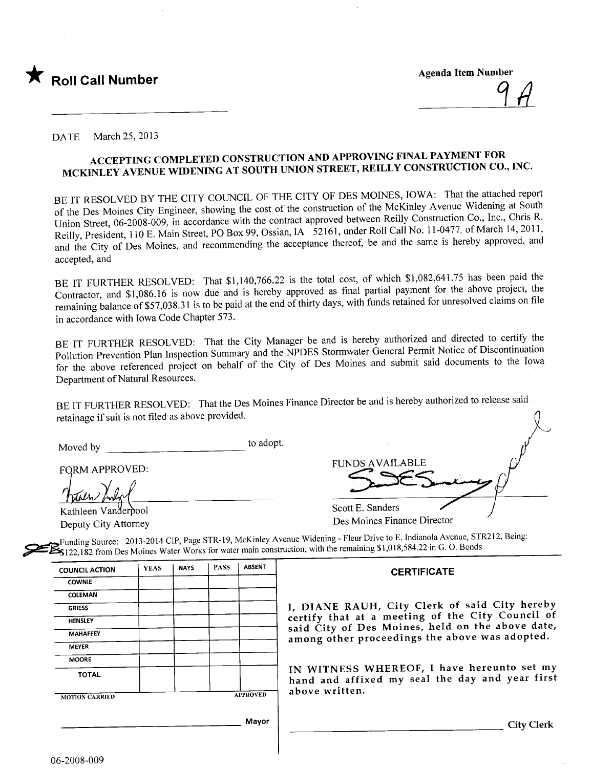★ **Roll Call Number**

**Agenda Item Number**

9A

DATE March 25, 2013

## ACCEPTING COMPLETED CONSTRUCTION AND APPROVING FINAL PAYMENT FOR MCKINLEY AVENUE WIDENING AT SOUTH UNION STREET, REILLY CONSTRUCTION CO., INC.

BE IT RESOLVED BY THE CITY COUNCIL OF THE CITY OF DES MOINES, IOWA: That the attached report of the Des Moines City Engineer, showing the cost of the construction of the McKinley Avenue Widening at South Union Street, 06-2008-009, in accordance with the contract approved between Reilly Construction Co., Inc., Chris R. Reilly, President, 110 E. Main Street, PO Box 99, Ossian, IA 52161, under Roll Call No. 11-0477, of March 14, 2011, and the City of Des Moines, and recommending the acceptance thereof, be and the same is hereby approved, and accepted, and

BE IT FURTHER RESOLVED: That $1,140,766.22 is the total cost, of which $1,082,641.75 has been paid the Contractor, and $1,086.16 is now due and is hereby approved as final partial payment for the above project, the remaining balance of $57,038.31 is to be paid at the end of thirty days, with funds retained for unresolved claims on file in accordance with Iowa Code Chapter 573.

BE IT FURTHER RESOLVED: That the City Manager be and is hereby authorized and directed to certify the Pollution Prevention Plan Inspection Summary and the NPDES Stormwater General Permit Notice of Discontinuation for the above referenced project on behalf of the City of Des Moines and submit said documents to the Iowa Department of Natural Resources.

BE IT FURTHER RESOLVED: That the Des Moines Finance Director be and is hereby authorized to release said retainage if suit is not filed as above provided.

Moved by ______________________ to adopt.

FORM APPROVED:

Kathleen Vanderpool
Deputy City Attorney

FUNDS AVAILABLE

Scott E. Sanders
Des Moines Finance Director

Funding Source: 2013-2014 CIP, Page STR-19, McKinley Avenue Widening - Fleur Drive to E. Indianola Avenue, STR212, Being: $122,182 from Des Moines Water Works for water main construction, with the remaining $1,018,584.22 in G. O. Bonds

| COUNCIL ACTION | YEAS | NAYS | PASS | ABSENT |
|---|---|---|---|---|
| COWNIE | | | | |
| COLEMAN | | | | |
| GRIESS | | | | |
| HENSLEY | | | | |
| MAHAFFEY | | | | |
| MEYER | | | | |
| MOORE | | | | |
| TOTAL | | | | |

MOTION CARRIED APPROVED

______________________ Mayor

**CERTIFICATE**

I, DIANE RAUH, City Clerk of said City hereby certify that at a meeting of the City Council of said City of Des Moines, held on the above date, among other proceedings the above was adopted.

IN WITNESS WHEREOF, I have hereunto set my hand and affixed my seal the day and year first above written.

______________________ City Clerk

06-2008-009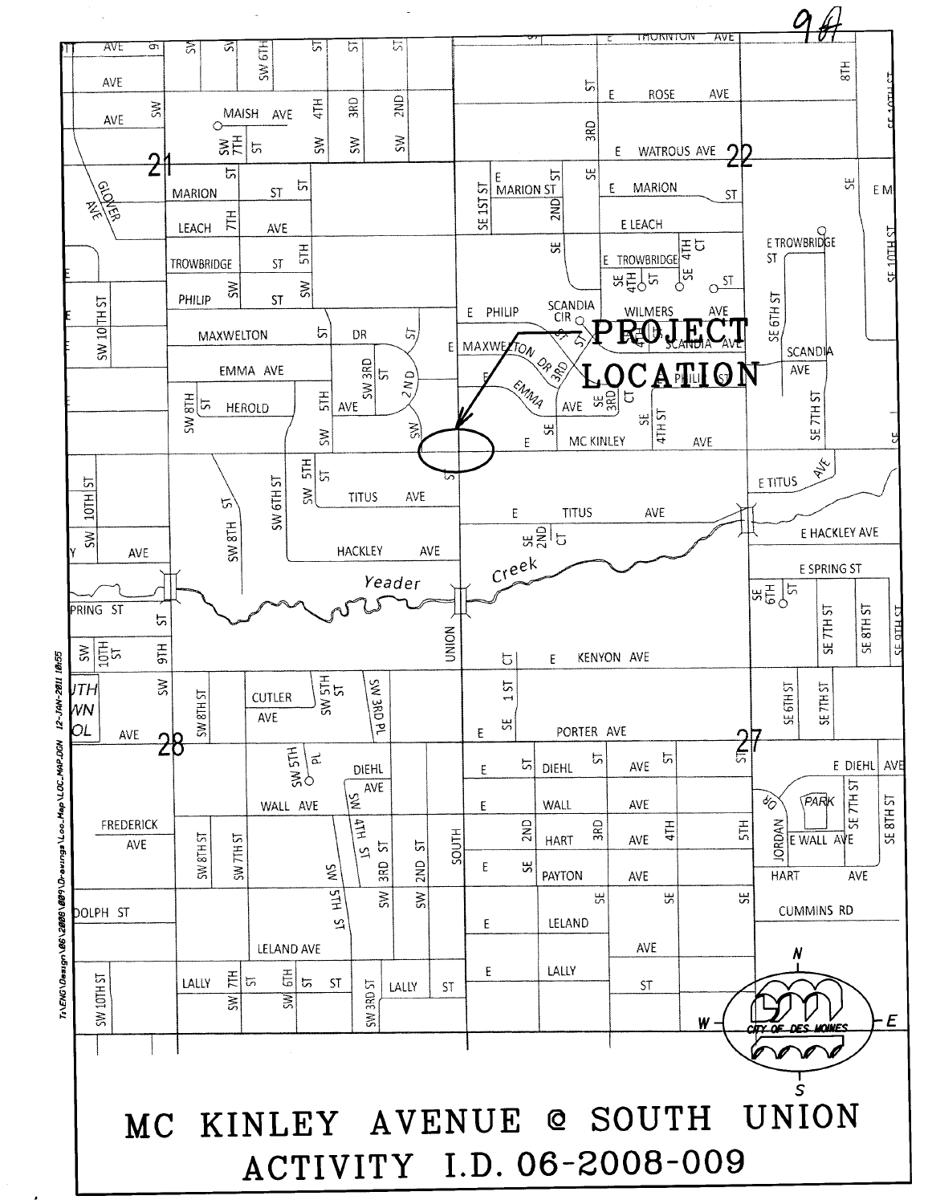# MC KINLEY AVENUE @ SOUTH UNION

## ACTIVITY I.D. 06-2008-009

PROJECT LOCATION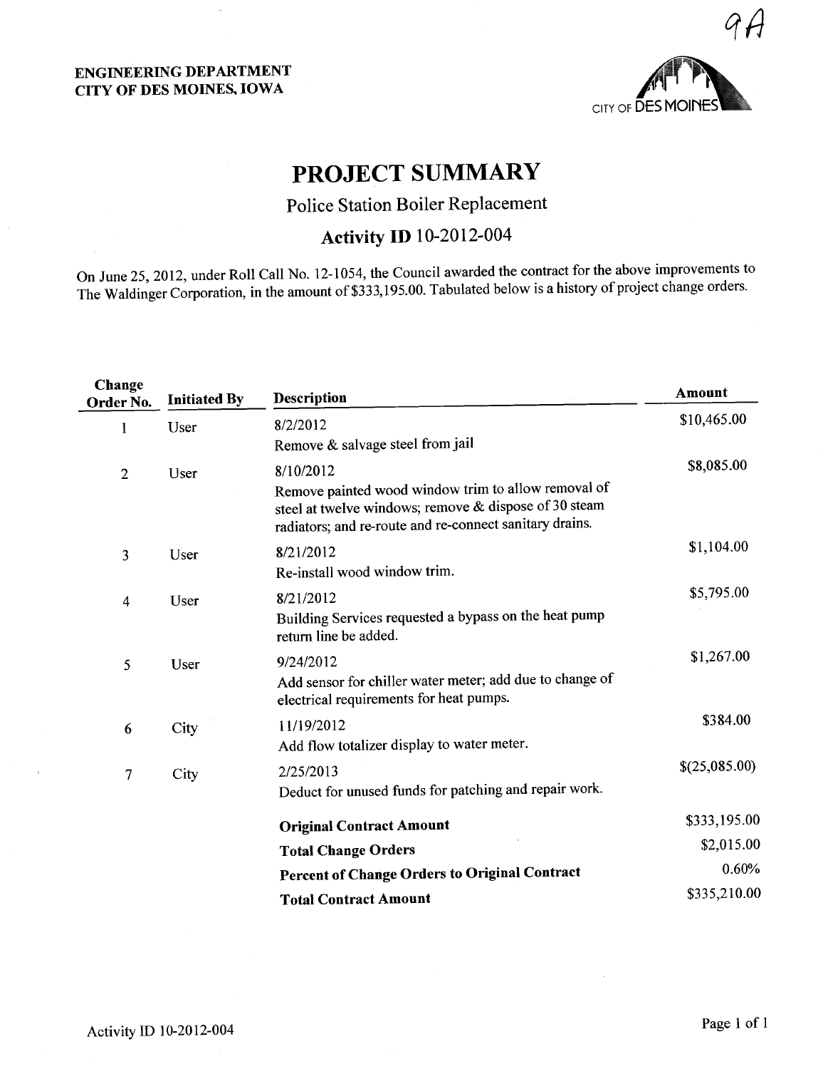9A

**ENGINEERING DEPARTMENT**
**CITY OF DES MOINES, IOWA**

CITY OF DES MOINES

# PROJECT SUMMARY

## Police Station Boiler Replacement

## Activity ID 10-2012-004

On June 25, 2012, under Roll Call No. 12-1054, the Council awarded the contract for the above improvements to The Waldinger Corporation, in the amount of $333,195.00. Tabulated below is a history of project change orders.

| Change Order No. | Initiated By | Description | Amount |
|---|---|---|---|
| 1 | User | 8/2/2012<br>Remove & salvage steel from jail | $10,465.00 |
| 2 | User | 8/10/2012<br>Remove painted wood window trim to allow removal of steel at twelve windows; remove & dispose of 30 steam radiators; and re-route and re-connect sanitary drains. | $8,085.00 |
| 3 | User | 8/21/2012<br>Re-install wood window trim. | $1,104.00 |
| 4 | User | 8/21/2012<br>Building Services requested a bypass on the heat pump return line be added. | $5,795.00 |
| 5 | User | 9/24/2012<br>Add sensor for chiller water meter; add due to change of electrical requirements for heat pumps. | $1,267.00 |
| 6 | City | 11/19/2012<br>Add flow totalizer display to water meter. | $384.00 |
| 7 | City | 2/25/2013<br>Deduct for unused funds for patching and repair work. | $(25,085.00) |
| | | **Original Contract Amount** | $333,195.00 |
| | | **Total Change Orders** | $2,015.00 |
| | | **Percent of Change Orders to Original Contract** | 0.60% |
| | | **Total Contract Amount** | $335,210.00 |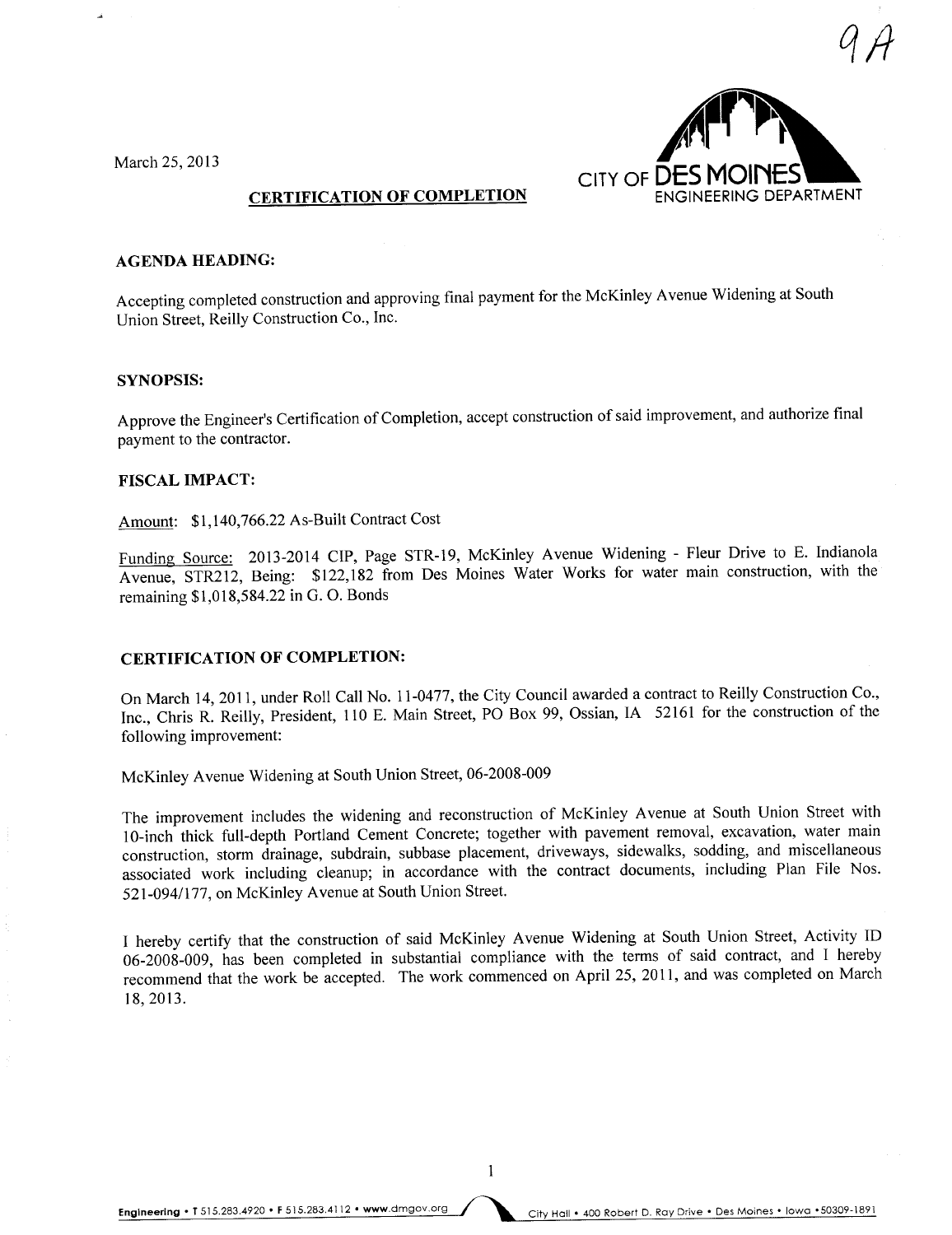9A

March 25, 2013

CITY OF DES MOINES
ENGINEERING DEPARTMENT

## CERTIFICATION OF COMPLETION

**AGENDA HEADING:**

Accepting completed construction and approving final payment for the McKinley Avenue Widening at South Union Street, Reilly Construction Co., Inc.

**SYNOPSIS:**

Approve the Engineer's Certification of Completion, accept construction of said improvement, and authorize final payment to the contractor.

**FISCAL IMPACT:**

Amount: $1,140,766.22 As-Built Contract Cost

Funding Source: 2013-2014 CIP, Page STR-19, McKinley Avenue Widening - Fleur Drive to E. Indianola Avenue, STR212, Being: $122,182 from Des Moines Water Works for water main construction, with the remaining $1,018,584.22 in G. O. Bonds

**CERTIFICATION OF COMPLETION:**

On March 14, 2011, under Roll Call No. 11-0477, the City Council awarded a contract to Reilly Construction Co., Inc., Chris R. Reilly, President, 110 E. Main Street, PO Box 99, Ossian, IA 52161 for the construction of the following improvement:

McKinley Avenue Widening at South Union Street, 06-2008-009

The improvement includes the widening and reconstruction of McKinley Avenue at South Union Street with 10-inch thick full-depth Portland Cement Concrete; together with pavement removal, excavation, water main construction, storm drainage, subdrain, subbase placement, driveways, sidewalks, sodding, and miscellaneous associated work including cleanup; in accordance with the contract documents, including Plan File Nos. 521-094/177, on McKinley Avenue at South Union Street.

I hereby certify that the construction of said McKinley Avenue Widening at South Union Street, Activity ID 06-2008-009, has been completed in substantial compliance with the terms of said contract, and I hereby recommend that the work be accepted. The work commenced on April 25, 2011, and was completed on March 18, 2013.

**Engineering** • T 515.283.4920 • F 515.283.4112 • www.dmgov.org City Hall • 400 Robert D. Ray Drive • Des Moines • Iowa • 50309-1891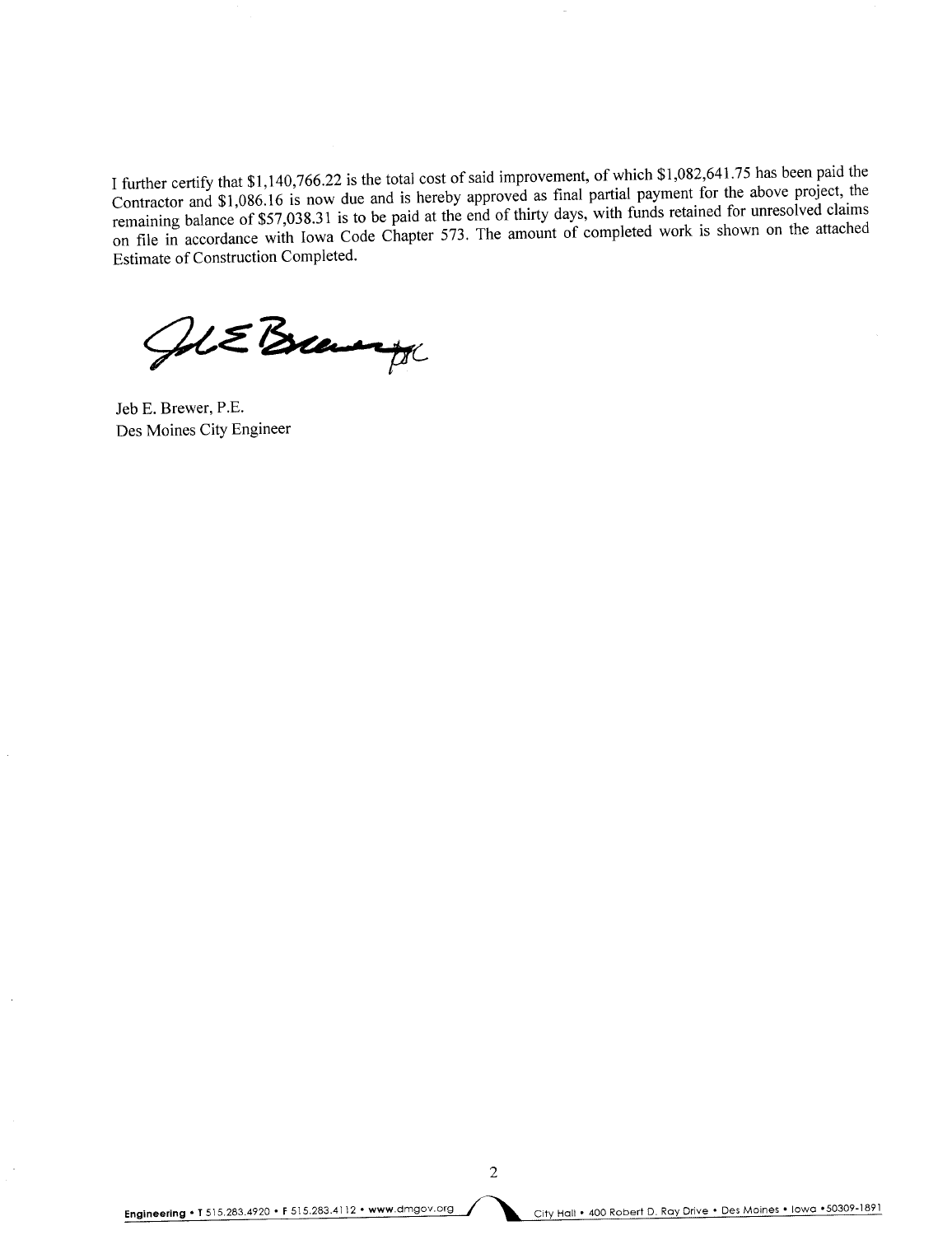I further certify that $1,140,766.22 is the total cost of said improvement, of which $1,082,641.75 has been paid the Contractor and $1,086.16 is now due and is hereby approved as final partial payment for the above project, the remaining balance of $57,038.31 is to be paid at the end of thirty days, with funds retained for unresolved claims on file in accordance with Iowa Code Chapter 573. The amount of completed work is shown on the attached Estimate of Construction Completed.

Jeb E. Brewer, P.E.
Des Moines City Engineer

**Engineering** • T 515.283.4920 • F 515.283.4112 • www.dmgov.org   City Hall • 400 Robert D. Ray Drive • Des Moines • Iowa • 50309-1891